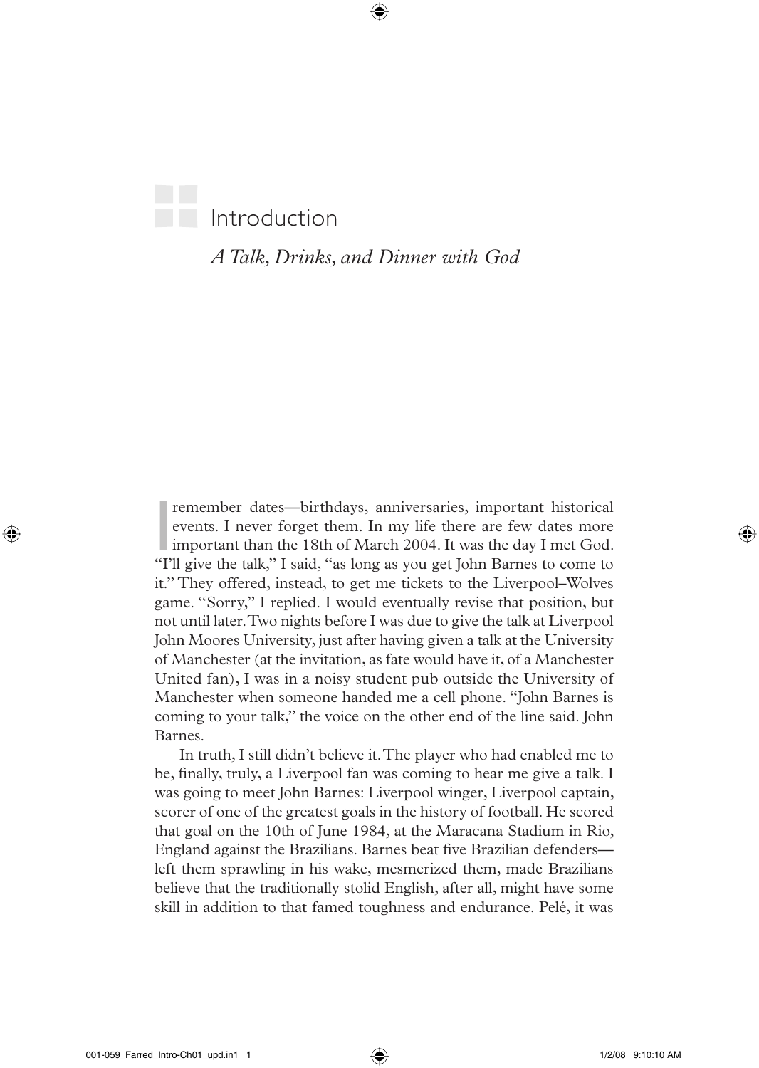# Introduction

## *A Talk, Drinks, and Dinner with God*

I remember dates—birthdays, anniversaries, important historical events. I never forget them. In my life there are few dates more important than the 18th of March 2004. It was the day I met God. "I'll give the talk," I said, "as long as you get John Barnes to come to it." They offered, instead, to get me tickets to the Liverpool–Wolves game. "Sorry," I replied. I would eventually revise that position, but not until later. Two nights before I was due to give the talk at Liverpool John Moores University, just after having given a talk at the University of Manchester (at the invitation, as fate would have it, of a Manchester United fan), I was in a noisy student pub outside the University of Manchester when someone handed me a cell phone. "John Barnes is coming to your talk," the voice on the other end of the line said. John Barnes.

In truth, I still didn't believe it. The player who had enabled me to be, finally, truly, a Liverpool fan was coming to hear me give a talk. I was going to meet John Barnes: Liverpool winger, Liverpool captain, scorer of one of the greatest goals in the history of football. He scored that goal on the 10th of June 1984, at the Maracana Stadium in Rio, England against the Brazilians. Barnes beat five Brazilian defenders—left them sprawling in his wake, mesmerized them, made Brazilians believe that the traditionally stolid English, after all, might have some skill in addition to that famed toughness and endurance. Pelé, it was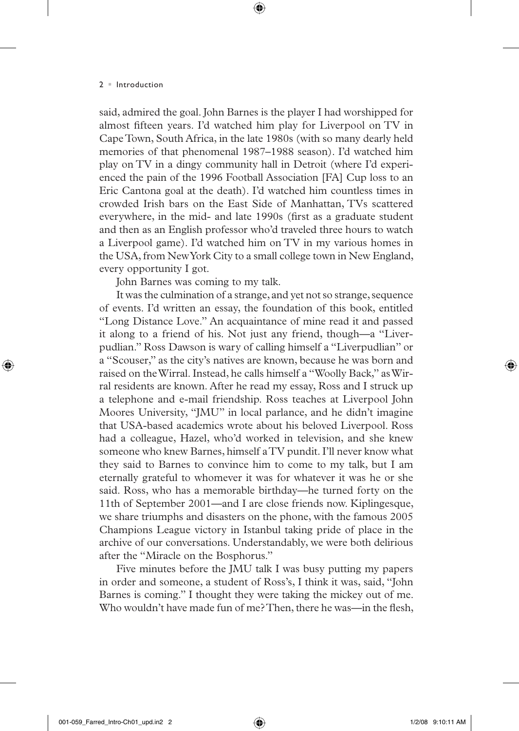said, admired the goal. John Barnes is the player I had worshipped for almost fifteen years. I'd watched him play for Liverpool on TV in Cape Town, South Africa, in the late 1980s (with so many dearly held memories of that phenomenal 1987–1988 season). I'd watched him play on TV in a dingy community hall in Detroit (where I'd experienced the pain of the 1996 Football Association [FA] Cup loss to an Eric Cantona goal at the death). I'd watched him countless times in crowded Irish bars on the East Side of Manhattan, TVs scattered everywhere, in the mid- and late 1990s (first as a graduate student and then as an English professor who'd traveled three hours to watch a Liverpool game). I'd watched him on TV in my various homes in the USA, from New York City to a small college town in New England, every opportunity I got.

John Barnes was coming to my talk.

It was the culmination of a strange, and yet not so strange, sequence of events. I'd written an essay, the foundation of this book, entitled "Long Distance Love." An acquaintance of mine read it and passed it along to a friend of his. Not just any friend, though—a "Liverpudlian." Ross Dawson is wary of calling himself a "Liverpudlian" or a "Scouser," as the city's natives are known, because he was born and raised on the Wirral. Instead, he calls himself a "Woolly Back," as Wirral residents are known. After he read my essay, Ross and I struck up a telephone and e-mail friendship. Ross teaches at Liverpool John Moores University, "JMU" in local parlance, and he didn't imagine that USA-based academics wrote about his beloved Liverpool. Ross had a colleague, Hazel, who'd worked in television, and she knew someone who knew Barnes, himself a TV pundit. I'll never know what they said to Barnes to convince him to come to my talk, but I am eternally grateful to whomever it was for whatever it was he or she said. Ross, who has a memorable birthday—he turned forty on the 11th of September 2001—and I are close friends now. Kiplingesque, we share triumphs and disasters on the phone, with the famous 2005 Champions League victory in Istanbul taking pride of place in the archive of our conversations. Understandably, we were both delirious after the "Miracle on the Bosphorus."

Five minutes before the JMU talk I was busy putting my papers in order and someone, a student of Ross's, I think it was, said, "John Barnes is coming." I thought they were taking the mickey out of me. Who wouldn't have made fun of me? Then, there he was—in the flesh,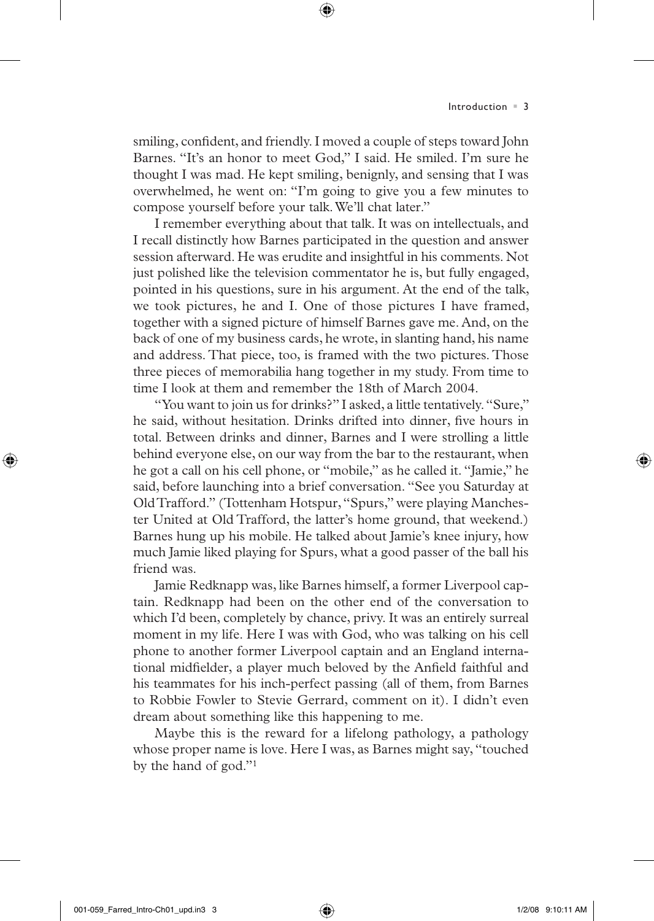smiling, confident, and friendly. I moved a couple of steps toward John Barnes. "It's an honor to meet God," I said. He smiled. I'm sure he thought I was mad. He kept smiling, benignly, and sensing that I was overwhelmed, he went on: "I'm going to give you a few minutes to compose yourself before your talk. We'll chat later."

I remember everything about that talk. It was on intellectuals, and I recall distinctly how Barnes participated in the question and answer session afterward. He was erudite and insightful in his comments. Not just polished like the television commentator he is, but fully engaged, pointed in his questions, sure in his argument. At the end of the talk, we took pictures, he and I. One of those pictures I have framed, together with a signed picture of himself Barnes gave me. And, on the back of one of my business cards, he wrote, in slanting hand, his name and address. That piece, too, is framed with the two pictures. Those three pieces of memorabilia hang together in my study. From time to time I look at them and remember the 18th of March 2004.

"You want to join us for drinks?" I asked, a little tentatively. "Sure," he said, without hesitation. Drinks drifted into dinner, five hours in total. Between drinks and dinner, Barnes and I were strolling a little behind everyone else, on our way from the bar to the restaurant, when he got a call on his cell phone, or "mobile," as he called it. "Jamie," he said, before launching into a brief conversation. "See you Saturday at Old Trafford." (Tottenham Hotspur, "Spurs," were playing Manchester United at Old Trafford, the latter's home ground, that weekend.) Barnes hung up his mobile. He talked about Jamie's knee injury, how much Jamie liked playing for Spurs, what a good passer of the ball his friend was.

Jamie Redknapp was, like Barnes himself, a former Liverpool captain. Redknapp had been on the other end of the conversation to which I'd been, completely by chance, privy. It was an entirely surreal moment in my life. Here I was with God, who was talking on his cell phone to another former Liverpool captain and an England international midfielder, a player much beloved by the Anfield faithful and his teammates for his inch-perfect passing (all of them, from Barnes to Robbie Fowler to Stevie Gerrard, comment on it). I didn't even dream about something like this happening to me.

Maybe this is the reward for a lifelong pathology, a pathology whose proper name is love. Here I was, as Barnes might say, "touched by the hand of god."[1]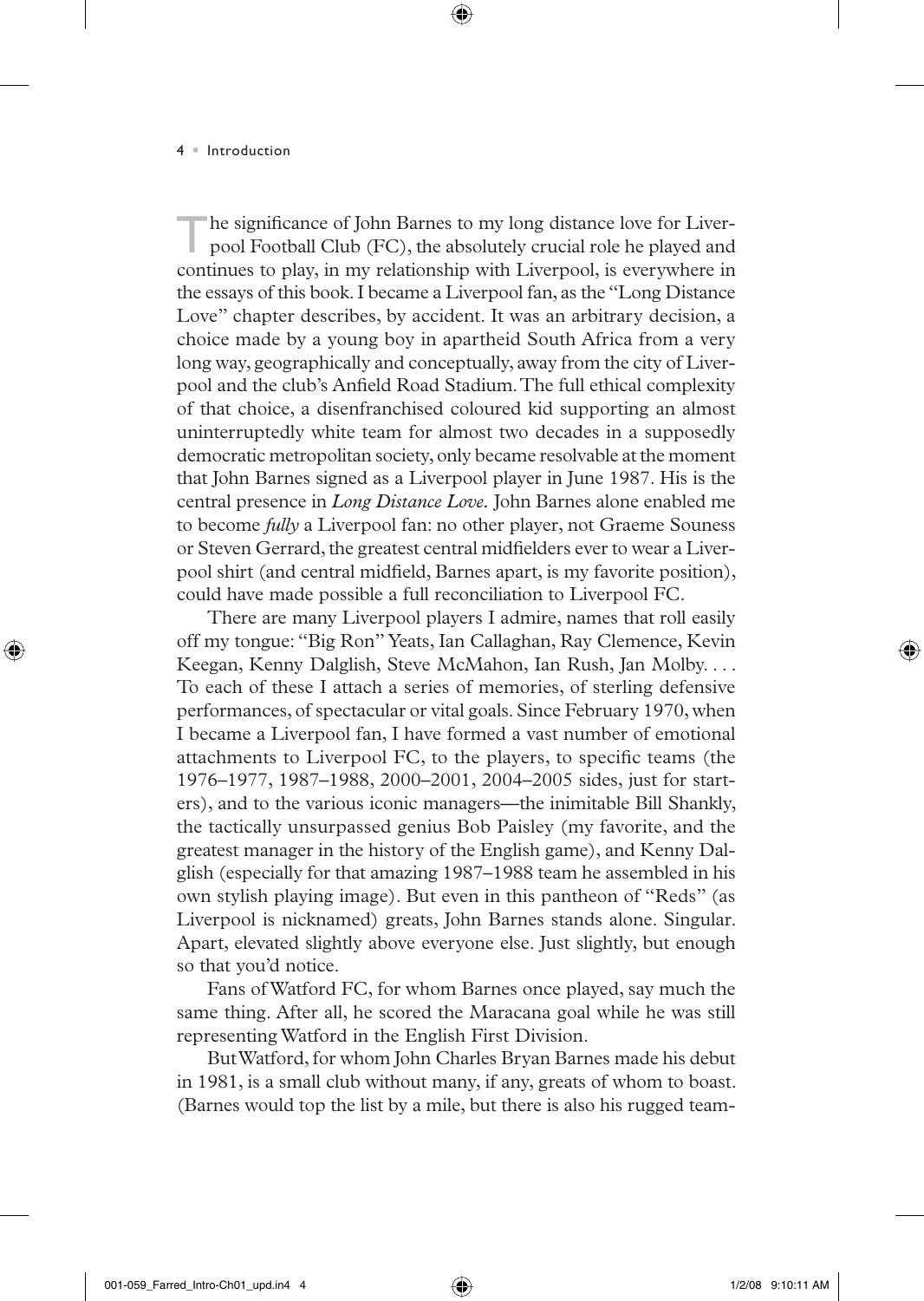The significance of John Barnes to my long distance love for Liverpool Football Club (FC), the absolutely crucial role he played and continues to play, in my relationship with Liverpool, is everywhere in the essays of this book. I became a Liverpool fan, as the "Long Distance Love" chapter describes, by accident. It was an arbitrary decision, a choice made by a young boy in apartheid South Africa from a very long way, geographically and conceptually, away from the city of Liverpool and the club's Anfield Road Stadium. The full ethical complexity of that choice, a disenfranchised coloured kid supporting an almost uninterruptedly white team for almost two decades in a supposedly democratic metropolitan society, only became resolvable at the moment that John Barnes signed as a Liverpool player in June 1987. His is the central presence in *Long Distance Love*. John Barnes alone enabled me to become *fully* a Liverpool fan: no other player, not Graeme Souness or Steven Gerrard, the greatest central midfielders ever to wear a Liverpool shirt (and central midfield, Barnes apart, is my favorite position), could have made possible a full reconciliation to Liverpool FC.

There are many Liverpool players I admire, names that roll easily off my tongue: "Big Ron" Yeats, Ian Callaghan, Ray Clemence, Kevin Keegan, Kenny Dalglish, Steve McMahon, Ian Rush, Jan Molby. . . . To each of these I attach a series of memories, of sterling defensive performances, of spectacular or vital goals. Since February 1970, when I became a Liverpool fan, I have formed a vast number of emotional attachments to Liverpool FC, to the players, to specific teams (the 1976–1977, 1987–1988, 2000–2001, 2004–2005 sides, just for starters), and to the various iconic managers—the inimitable Bill Shankly, the tactically unsurpassed genius Bob Paisley (my favorite, and the greatest manager in the history of the English game), and Kenny Dalglish (especially for that amazing 1987–1988 team he assembled in his own stylish playing image). But even in this pantheon of "Reds" (as Liverpool is nicknamed) greats, John Barnes stands alone. Singular. Apart, elevated slightly above everyone else. Just slightly, but enough so that you'd notice.

Fans of Watford FC, for whom Barnes once played, say much the same thing. After all, he scored the Maracana goal while he was still representing Watford in the English First Division.

But Watford, for whom John Charles Bryan Barnes made his debut in 1981, is a small club without many, if any, greats of whom to boast. (Barnes would top the list by a mile, but there is also his rugged team-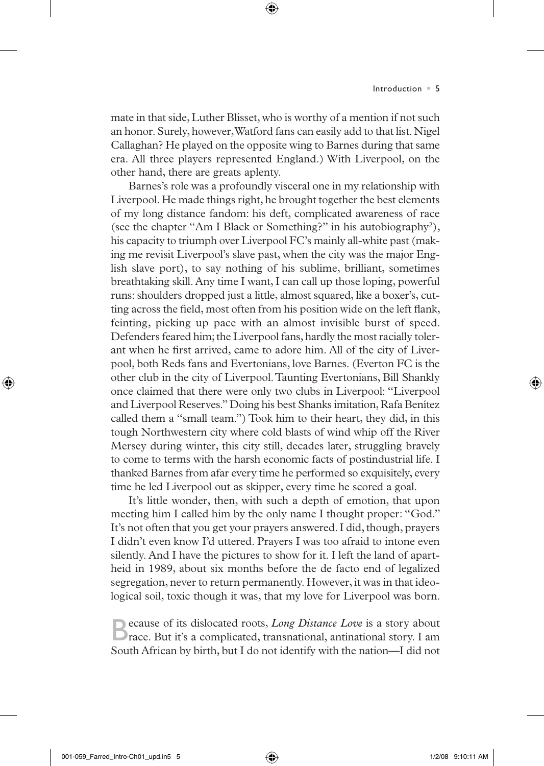mate in that side, Luther Blisset, who is worthy of a mention if not such an honor. Surely, however, Watford fans can easily add to that list. Nigel Callaghan? He played on the opposite wing to Barnes during that same era. All three players represented England.) With Liverpool, on the other hand, there are greats aplenty.

Barnes's role was a profoundly visceral one in my relationship with Liverpool. He made things right, he brought together the best elements of my long distance fandom: his deft, complicated awareness of race (see the chapter "Am I Black or Something?" in his autobiography[2]), his capacity to triumph over Liverpool FC's mainly all-white past (making me revisit Liverpool's slave past, when the city was the major English slave port), to say nothing of his sublime, brilliant, sometimes breathtaking skill. Any time I want, I can call up those loping, powerful runs: shoulders dropped just a little, almost squared, like a boxer's, cutting across the field, most often from his position wide on the left flank, feinting, picking up pace with an almost invisible burst of speed. Defenders feared him; the Liverpool fans, hardly the most racially tolerant when he first arrived, came to adore him. All of the city of Liverpool, both Reds fans and Evertonians, love Barnes. (Everton FC is the other club in the city of Liverpool. Taunting Evertonians, Bill Shankly once claimed that there were only two clubs in Liverpool: "Liverpool and Liverpool Reserves." Doing his best Shanks imitation, Rafa Benítez called them a "small team.") Took him to their heart, they did, in this tough Northwestern city where cold blasts of wind whip off the River Mersey during winter, this city still, decades later, struggling bravely to come to terms with the harsh economic facts of postindustrial life. I thanked Barnes from afar every time he performed so exquisitely, every time he led Liverpool out as skipper, every time he scored a goal.

It's little wonder, then, with such a depth of emotion, that upon meeting him I called him by the only name I thought proper: "God." It's not often that you get your prayers answered. I did, though, prayers I didn't even know I'd uttered. Prayers I was too afraid to intone even silently. And I have the pictures to show for it. I left the land of apartheid in 1989, about six months before the de facto end of legalized segregation, never to return permanently. However, it was in that ideological soil, toxic though it was, that my love for Liverpool was born.

Because of its dislocated roots, *Long Distance Love* is a story about race. But it's a complicated, transnational, antinational story. I am South African by birth, but I do not identify with the nation—I did not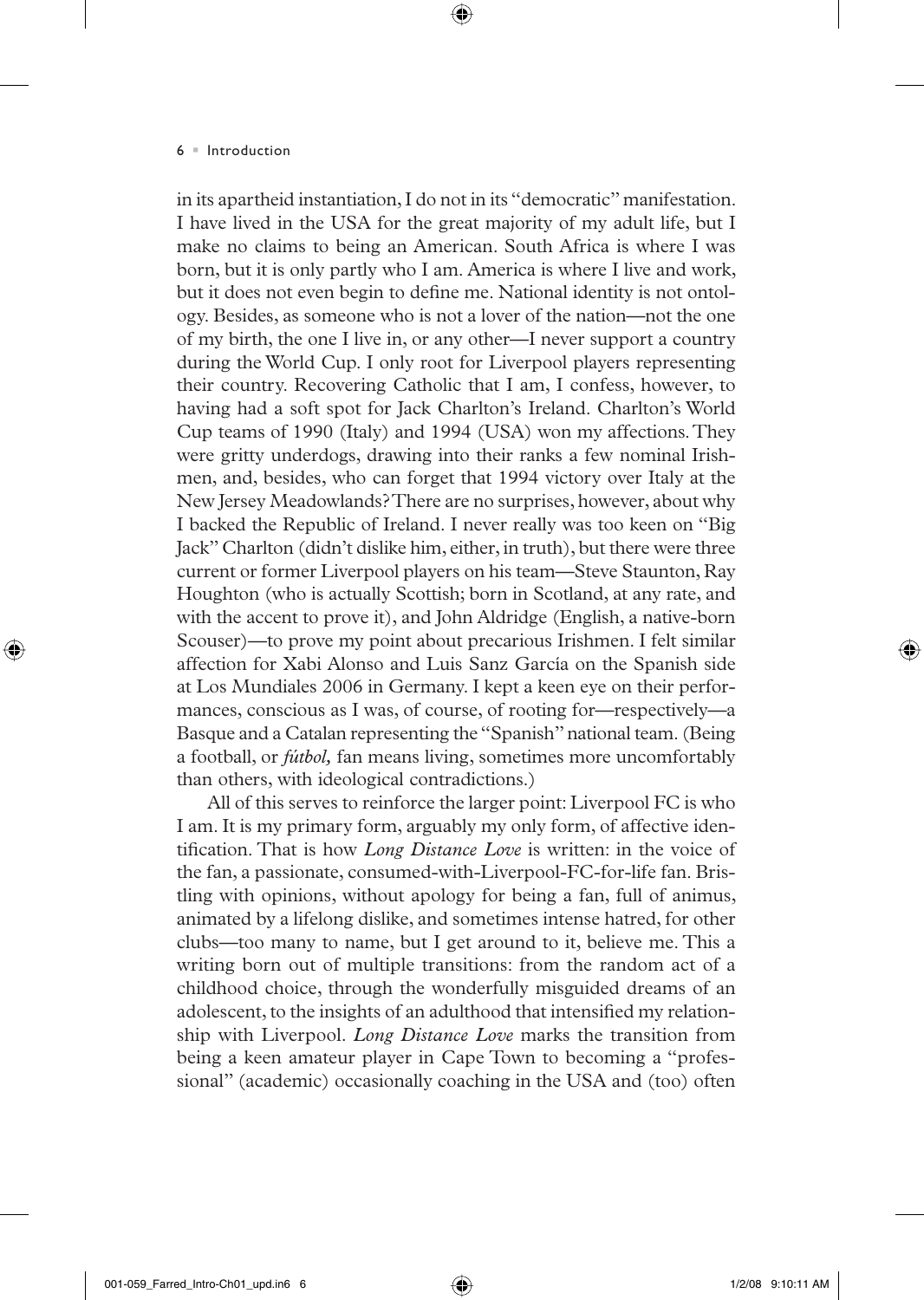in its apartheid instantiation, I do not in its "democratic" manifestation. I have lived in the USA for the great majority of my adult life, but I make no claims to being an American. South Africa is where I was born, but it is only partly who I am. America is where I live and work, but it does not even begin to define me. National identity is not ontology. Besides, as someone who is not a lover of the nation—not the one of my birth, the one I live in, or any other—I never support a country during the World Cup. I only root for Liverpool players representing their country. Recovering Catholic that I am, I confess, however, to having had a soft spot for Jack Charlton's Ireland. Charlton's World Cup teams of 1990 (Italy) and 1994 (USA) won my affections. They were gritty underdogs, drawing into their ranks a few nominal Irishmen, and, besides, who can forget that 1994 victory over Italy at the New Jersey Meadowlands? There are no surprises, however, about why I backed the Republic of Ireland. I never really was too keen on "Big Jack" Charlton (didn't dislike him, either, in truth), but there were three current or former Liverpool players on his team—Steve Staunton, Ray Houghton (who is actually Scottish; born in Scotland, at any rate, and with the accent to prove it), and John Aldridge (English, a native-born Scouser)—to prove my point about precarious Irishmen. I felt similar affection for Xabi Alonso and Luis Sanz García on the Spanish side at Los Mundiales 2006 in Germany. I kept a keen eye on their performances, conscious as I was, of course, of rooting for—respectively—a Basque and a Catalan representing the "Spanish" national team. (Being a football, or *fútbol,* fan means living, sometimes more uncomfortably than others, with ideological contradictions.)

All of this serves to reinforce the larger point: Liverpool FC is who I am. It is my primary form, arguably my only form, of affective identification. That is how *Long Distance Love* is written: in the voice of the fan, a passionate, consumed-with-Liverpool-FC-for-life fan. Bristling with opinions, without apology for being a fan, full of animus, animated by a lifelong dislike, and sometimes intense hatred, for other clubs—too many to name, but I get around to it, believe me. This a writing born out of multiple transitions: from the random act of a childhood choice, through the wonderfully misguided dreams of an adolescent, to the insights of an adulthood that intensified my relationship with Liverpool. *Long Distance Love* marks the transition from being a keen amateur player in Cape Town to becoming a "professional" (academic) occasionally coaching in the USA and (too) often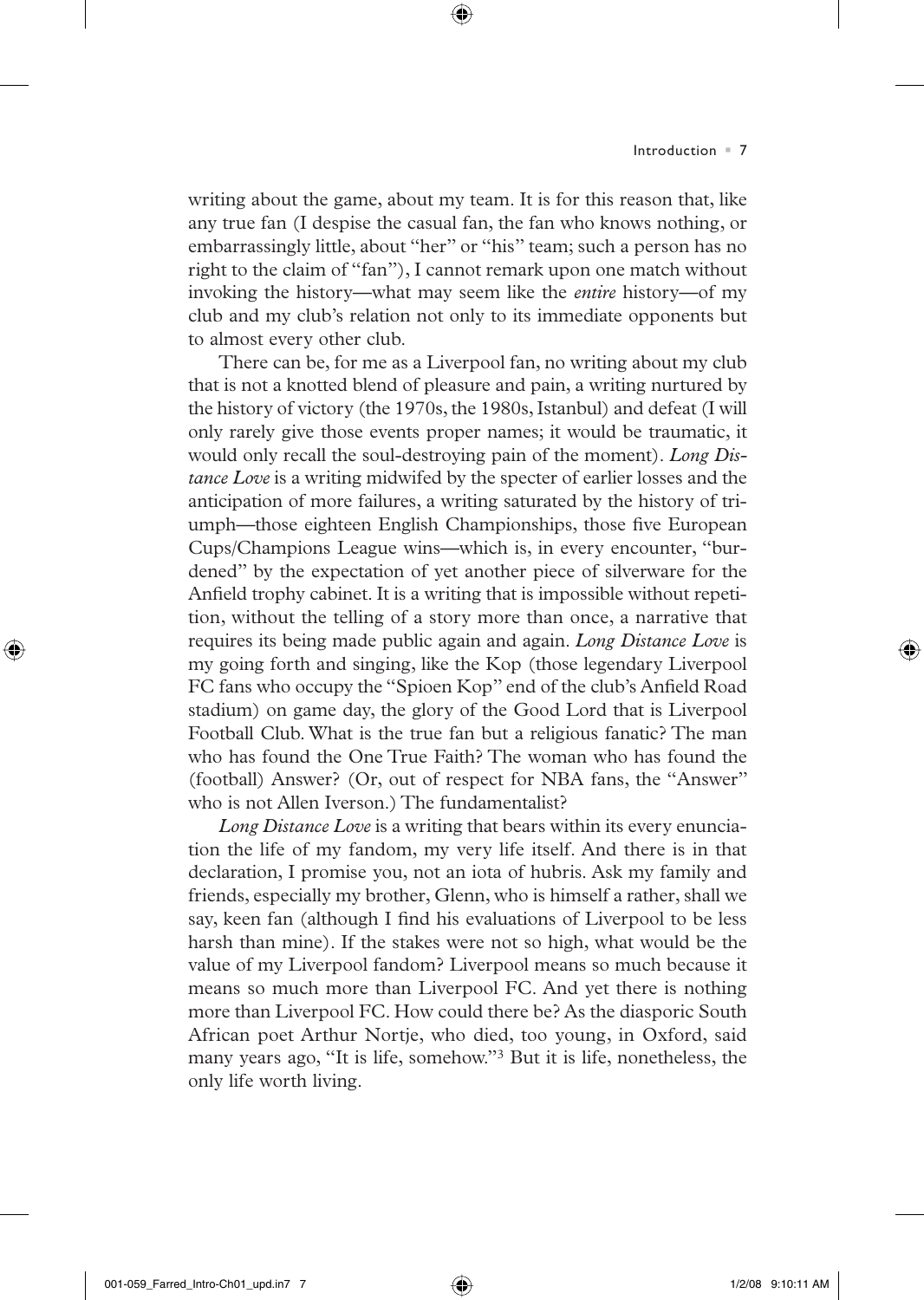writing about the game, about my team. It is for this reason that, like any true fan (I despise the casual fan, the fan who knows nothing, or embarrassingly little, about "her" or "his" team; such a person has no right to the claim of "fan"), I cannot remark upon one match without invoking the history—what may seem like the *entire* history—of my club and my club's relation not only to its immediate opponents but to almost every other club.

There can be, for me as a Liverpool fan, no writing about my club that is not a knotted blend of pleasure and pain, a writing nurtured by the history of victory (the 1970s, the 1980s, Istanbul) and defeat (I will only rarely give those events proper names; it would be traumatic, it would only recall the soul-destroying pain of the moment). *Long Distance Love* is a writing midwifed by the specter of earlier losses and the anticipation of more failures, a writing saturated by the history of triumph—those eighteen English Championships, those five European Cups/Champions League wins—which is, in every encounter, "burdened" by the expectation of yet another piece of silverware for the Anfield trophy cabinet. It is a writing that is impossible without repetition, without the telling of a story more than once, a narrative that requires its being made public again and again. *Long Distance Love* is my going forth and singing, like the Kop (those legendary Liverpool FC fans who occupy the "Spioen Kop" end of the club's Anfield Road stadium) on game day, the glory of the Good Lord that is Liverpool Football Club. What is the true fan but a religious fanatic? The man who has found the One True Faith? The woman who has found the (football) Answer? (Or, out of respect for NBA fans, the "Answer" who is not Allen Iverson.) The fundamentalist?

*Long Distance Love* is a writing that bears within its every enunciation the life of my fandom, my very life itself. And there is in that declaration, I promise you, not an iota of hubris. Ask my family and friends, especially my brother, Glenn, who is himself a rather, shall we say, keen fan (although I find his evaluations of Liverpool to be less harsh than mine). If the stakes were not so high, what would be the value of my Liverpool fandom? Liverpool means so much because it means so much more than Liverpool FC. And yet there is nothing more than Liverpool FC. How could there be? As the diasporic South African poet Arthur Nortje, who died, too young, in Oxford, said many years ago, "It is life, somehow."[3] But it is life, nonetheless, the only life worth living.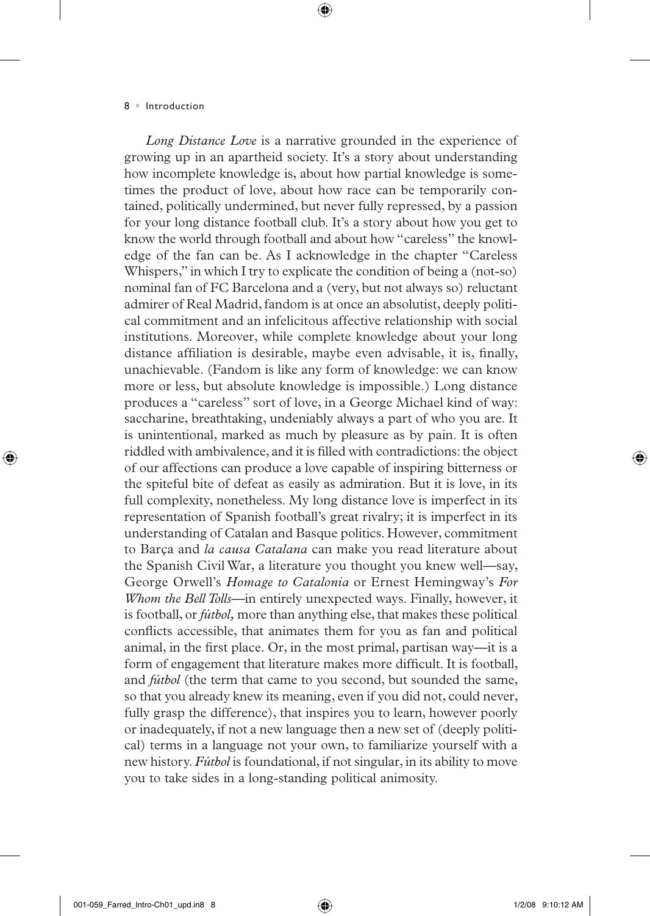*Long Distance Love* is a narrative grounded in the experience of growing up in an apartheid society. It's a story about understanding how incomplete knowledge is, about how partial knowledge is sometimes the product of love, about how race can be temporarily contained, politically undermined, but never fully repressed, by a passion for your long distance football club. It's a story about how you get to know the world through football and about how "careless" the knowledge of the fan can be. As I acknowledge in the chapter "Careless Whispers," in which I try to explicate the condition of being a (not-so) nominal fan of FC Barcelona and a (very, but not always so) reluctant admirer of Real Madrid, fandom is at once an absolutist, deeply political commitment and an infelicitous affective relationship with social institutions. Moreover, while complete knowledge about your long distance affiliation is desirable, maybe even advisable, it is, finally, unachievable. (Fandom is like any form of knowledge: we can know more or less, but absolute knowledge is impossible.) Long distance produces a "careless" sort of love, in a George Michael kind of way: saccharine, breathtaking, undeniably always a part of who you are. It is unintentional, marked as much by pleasure as by pain. It is often riddled with ambivalence, and it is filled with contradictions: the object of our affections can produce a love capable of inspiring bitterness or the spiteful bite of defeat as easily as admiration. But it is love, in its full complexity, nonetheless. My long distance love is imperfect in its representation of Spanish football's great rivalry; it is imperfect in its understanding of Catalan and Basque politics. However, commitment to Barça and *la causa Catalana* can make you read literature about the Spanish Civil War, a literature you thought you knew well—say, George Orwell's *Homage to Catalonia* or Ernest Hemingway's *For Whom the Bell Tolls*—in entirely unexpected ways. Finally, however, it is football, or *fútbol,* more than anything else, that makes these political conflicts accessible, that animates them for you as fan and political animal, in the first place. Or, in the most primal, partisan way—it is a form of engagement that literature makes more difficult. It is football, and *fútbol* (the term that came to you second, but sounded the same, so that you already knew its meaning, even if you did not, could never, fully grasp the difference), that inspires you to learn, however poorly or inadequately, if not a new language then a new set of (deeply political) terms in a language not your own, to familiarize yourself with a new history. *Fútbol* is foundational, if not singular, in its ability to move you to take sides in a long-standing political animosity.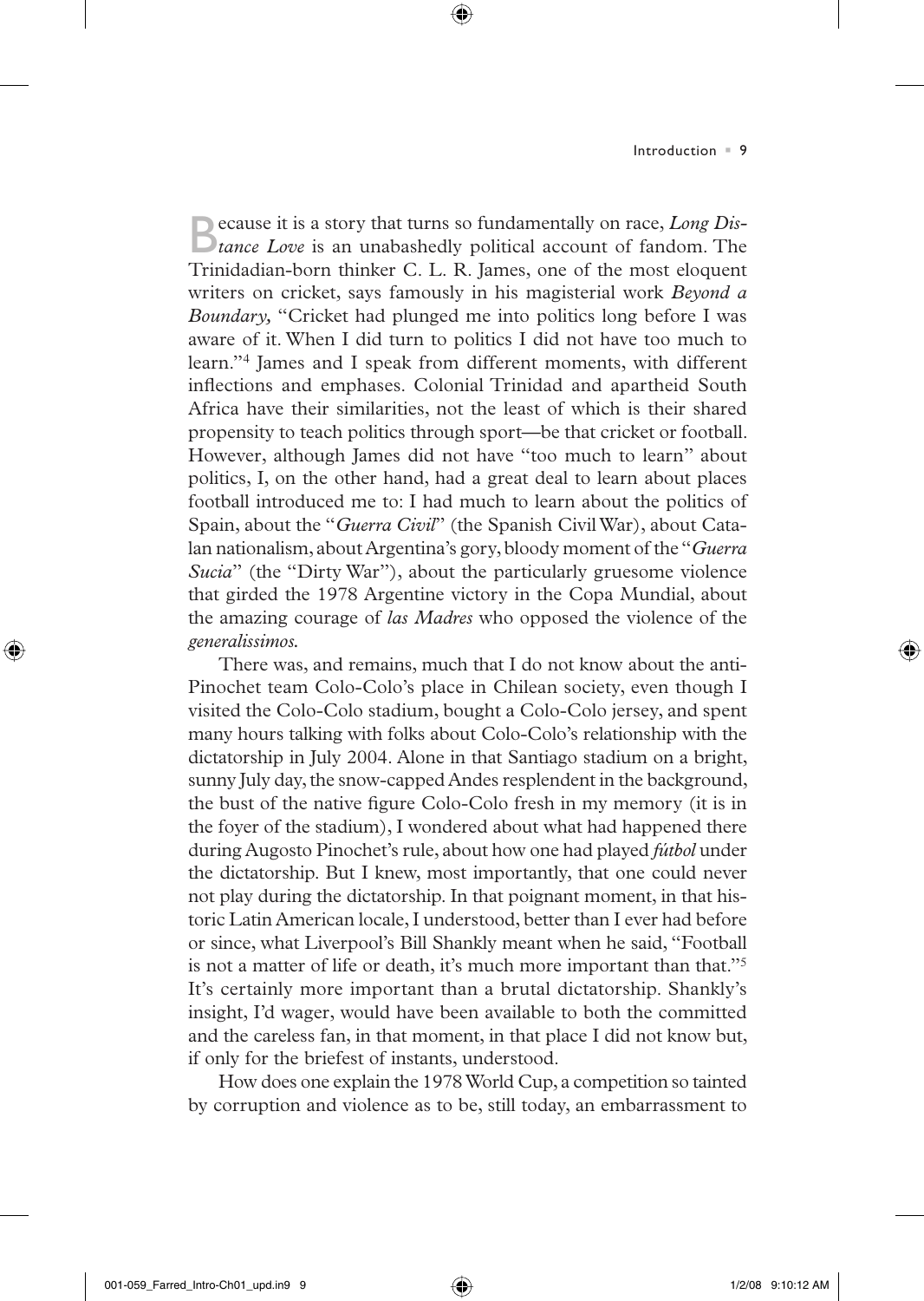Because it is a story that turns so fundamentally on race, *Long Distance Love* is an unabashedly political account of fandom. The Trinidadian-born thinker C. L. R. James, one of the most eloquent writers on cricket, says famously in his magisterial work *Beyond a Boundary,* "Cricket had plunged me into politics long before I was aware of it. When I did turn to politics I did not have too much to learn."[4] James and I speak from different moments, with different inflections and emphases. Colonial Trinidad and apartheid South Africa have their similarities, not the least of which is their shared propensity to teach politics through sport—be that cricket or football. However, although James did not have "too much to learn" about politics, I, on the other hand, had a great deal to learn about places football introduced me to: I had much to learn about the politics of Spain, about the "*Guerra Civil*" (the Spanish Civil War), about Catalan nationalism, about Argentina's gory, bloody moment of the "*Guerra Sucia*" (the "Dirty War"), about the particularly gruesome violence that girded the 1978 Argentine victory in the Copa Mundial, about the amazing courage of *las Madres* who opposed the violence of the *generalissimos.*

There was, and remains, much that I do not know about the anti-Pinochet team Colo-Colo's place in Chilean society, even though I visited the Colo-Colo stadium, bought a Colo-Colo jersey, and spent many hours talking with folks about Colo-Colo's relationship with the dictatorship in July 2004. Alone in that Santiago stadium on a bright, sunny July day, the snow-capped Andes resplendent in the background, the bust of the native figure Colo-Colo fresh in my memory (it is in the foyer of the stadium), I wondered about what had happened there during Augosto Pinochet's rule, about how one had played *fútbol* under the dictatorship. But I knew, most importantly, that one could never not play during the dictatorship. In that poignant moment, in that historic Latin American locale, I understood, better than I ever had before or since, what Liverpool's Bill Shankly meant when he said, "Football is not a matter of life or death, it's much more important than that."[5] It's certainly more important than a brutal dictatorship. Shankly's insight, I'd wager, would have been available to both the committed and the careless fan, in that moment, in that place I did not know but, if only for the briefest of instants, understood.

How does one explain the 1978 World Cup, a competition so tainted by corruption and violence as to be, still today, an embarrassment to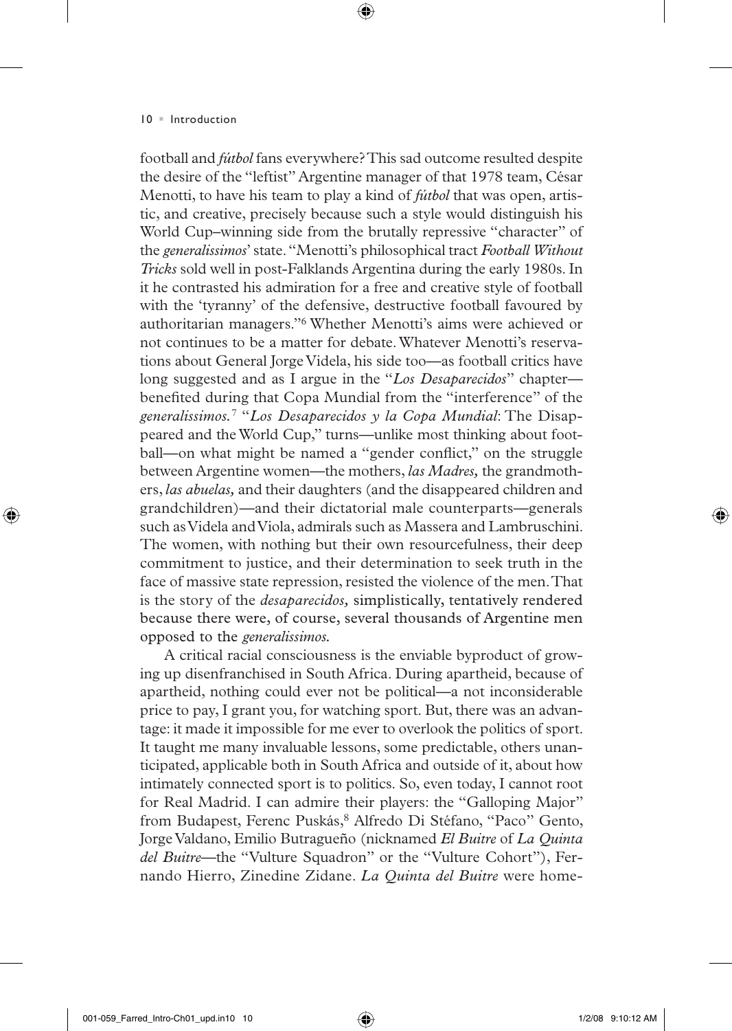football and *fútbol* fans everywhere? This sad outcome resulted despite the desire of the "leftist" Argentine manager of that 1978 team, César Menotti, to have his team to play a kind of *fútbol* that was open, artistic, and creative, precisely because such a style would distinguish his World Cup–winning side from the brutally repressive "character" of the *generalissimos*' state. "Menotti's philosophical tract *Football Without Tricks* sold well in post-Falklands Argentina during the early 1980s. In it he contrasted his admiration for a free and creative style of football with the 'tyranny' of the defensive, destructive football favoured by authoritarian managers."[6] Whether Menotti's aims were achieved or not continues to be a matter for debate. Whatever Menotti's reservations about General Jorge Videla, his side too—as football critics have long suggested and as I argue in the "*Los Desaparecidos*" chapter—benefited during that Copa Mundial from the "interference" of the *generalissimos.*[7] "*Los Desaparecidos y la Copa Mundial*: The Disappeared and the World Cup," turns—unlike most thinking about football—on what might be named a "gender conflict," on the struggle between Argentine women—the mothers, *las Madres,* the grandmothers, *las abuelas,* and their daughters (and the disappeared children and grandchildren)—and their dictatorial male counterparts—generals such as Videla and Viola, admirals such as Massera and Lambruschini. The women, with nothing but their own resourcefulness, their deep commitment to justice, and their determination to seek truth in the face of massive state repression, resisted the violence of the men. That is the story of the *desaparecidos,* simplistically, tentatively rendered because there were, of course, several thousands of Argentine men opposed to the *generalissimos.*

A critical racial consciousness is the enviable byproduct of growing up disenfranchised in South Africa. During apartheid, because of apartheid, nothing could ever not be political—a not inconsiderable price to pay, I grant you, for watching sport. But, there was an advantage: it made it impossible for me ever to overlook the politics of sport. It taught me many invaluable lessons, some predictable, others unanticipated, applicable both in South Africa and outside of it, about how intimately connected sport is to politics. So, even today, I cannot root for Real Madrid. I can admire their players: the "Galloping Major" from Budapest, Ferenc Puskás,[8] Alfredo Di Stéfano, "Paco" Gento, Jorge Valdano, Emilio Butragueño (nicknamed *El Buitre* of *La Quinta del Buitre*—the "Vulture Squadron" or the "Vulture Cohort"), Fernando Hierro, Zinedine Zidane. *La Quinta del Buitre* were home-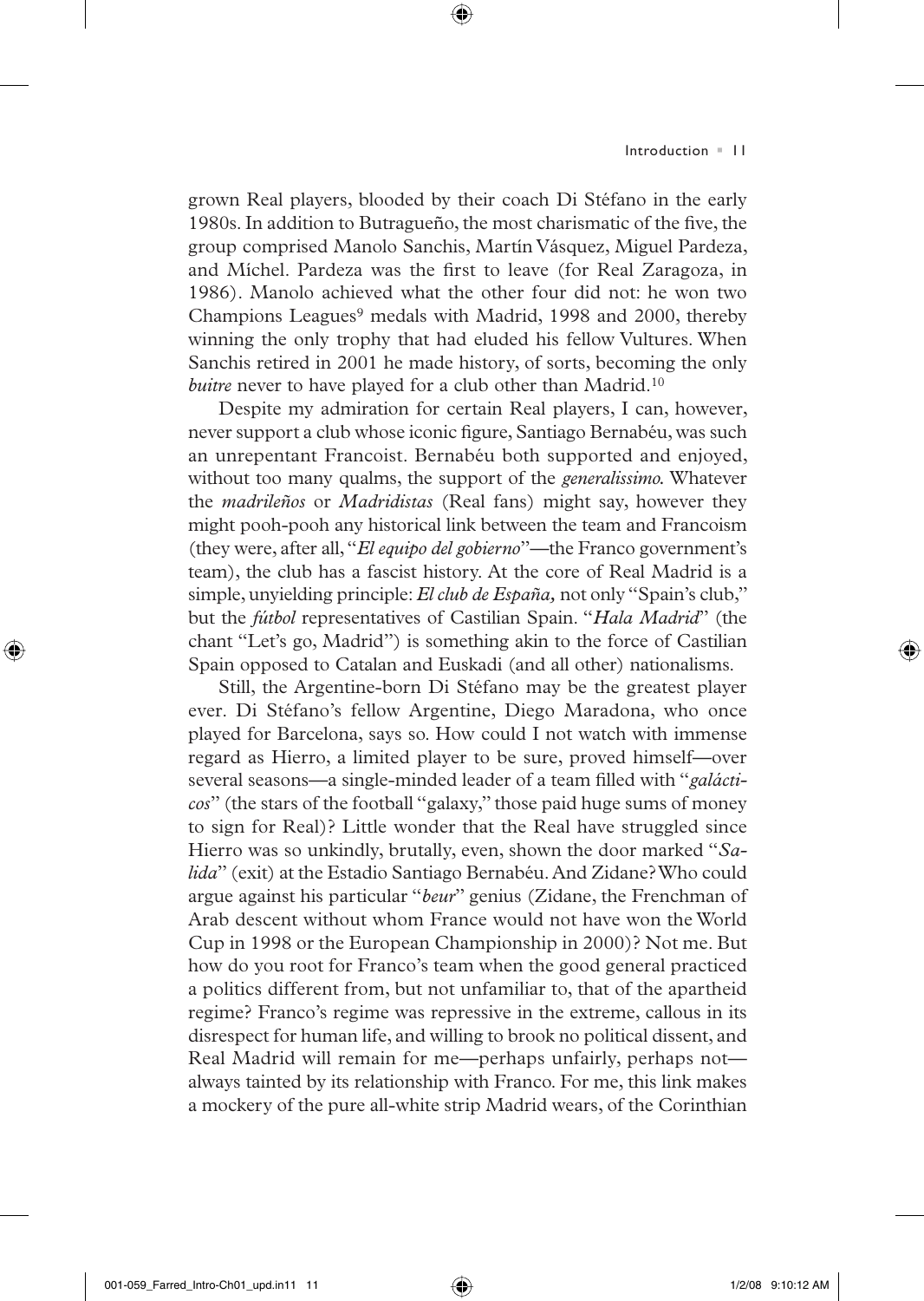grown Real players, blooded by their coach Di Stéfano in the early 1980s. In addition to Butragueño, the most charismatic of the five, the group comprised Manolo Sanchis, Martín Vásquez, Miguel Pardeza, and Míchel. Pardeza was the first to leave (for Real Zaragoza, in 1986). Manolo achieved what the other four did not: he won two Champions Leagues[9] medals with Madrid, 1998 and 2000, thereby winning the only trophy that had eluded his fellow Vultures. When Sanchis retired in 2001 he made history, of sorts, becoming the only *buitre* never to have played for a club other than Madrid.[10]

Despite my admiration for certain Real players, I can, however, never support a club whose iconic figure, Santiago Bernabéu, was such an unrepentant Francoist. Bernabéu both supported and enjoyed, without too many qualms, the support of the *generalissimo.* Whatever the *madrileños* or *Madridistas* (Real fans) might say, however they might pooh-pooh any historical link between the team and Francoism (they were, after all, "*El equipo del gobierno*"—the Franco government's team), the club has a fascist history. At the core of Real Madrid is a simple, unyielding principle: *El club de España,* not only "Spain's club," but the *fútbol* representatives of Castilian Spain. "*Hala Madrid*" (the chant "Let's go, Madrid") is something akin to the force of Castilian Spain opposed to Catalan and Euskadi (and all other) nationalisms.

Still, the Argentine-born Di Stéfano may be the greatest player ever. Di Stéfano's fellow Argentine, Diego Maradona, who once played for Barcelona, says so. How could I not watch with immense regard as Hierro, a limited player to be sure, proved himself—over several seasons—a single-minded leader of a team filled with "*galácticos*" (the stars of the football "galaxy," those paid huge sums of money to sign for Real)? Little wonder that the Real have struggled since Hierro was so unkindly, brutally, even, shown the door marked "*Salida*" (exit) at the Estadio Santiago Bernabéu. And Zidane? Who could argue against his particular "*beur*" genius (Zidane, the Frenchman of Arab descent without whom France would not have won the World Cup in 1998 or the European Championship in 2000)? Not me. But how do you root for Franco's team when the good general practiced a politics different from, but not unfamiliar to, that of the apartheid regime? Franco's regime was repressive in the extreme, callous in its disrespect for human life, and willing to brook no political dissent, and Real Madrid will remain for me—perhaps unfairly, perhaps not—always tainted by its relationship with Franco. For me, this link makes a mockery of the pure all-white strip Madrid wears, of the Corinthian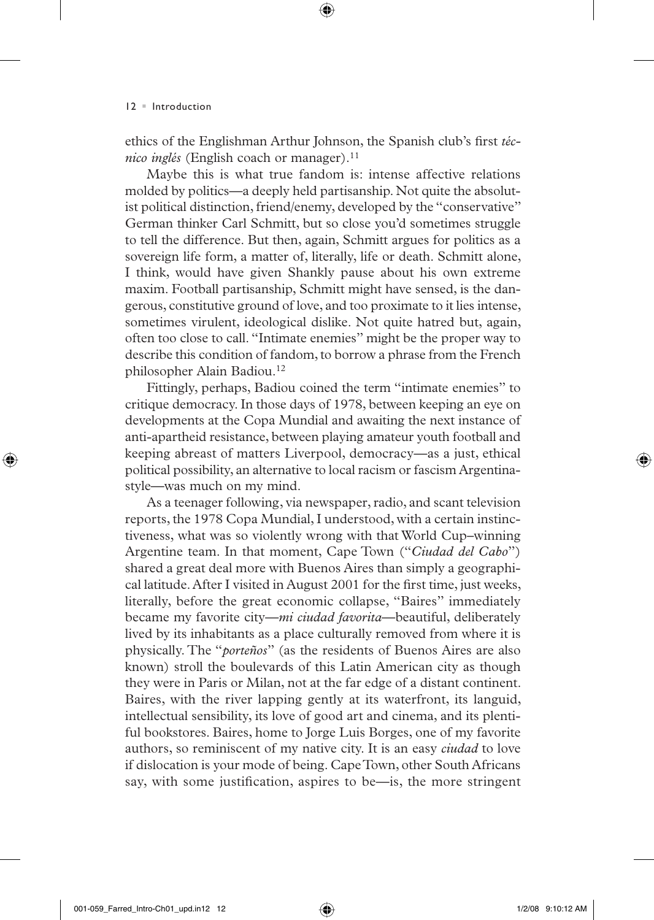ethics of the Englishman Arthur Johnson, the Spanish club's first *técnico inglés* (English coach or manager).[11]

Maybe this is what true fandom is: intense affective relations molded by politics—a deeply held partisanship. Not quite the absolutist political distinction, friend/enemy, developed by the "conservative" German thinker Carl Schmitt, but so close you'd sometimes struggle to tell the difference. But then, again, Schmitt argues for politics as a sovereign life form, a matter of, literally, life or death. Schmitt alone, I think, would have given Shankly pause about his own extreme maxim. Football partisanship, Schmitt might have sensed, is the dangerous, constitutive ground of love, and too proximate to it lies intense, sometimes virulent, ideological dislike. Not quite hatred but, again, often too close to call. "Intimate enemies" might be the proper way to describe this condition of fandom, to borrow a phrase from the French philosopher Alain Badiou.[12]

Fittingly, perhaps, Badiou coined the term "intimate enemies" to critique democracy. In those days of 1978, between keeping an eye on developments at the Copa Mundial and awaiting the next instance of anti-apartheid resistance, between playing amateur youth football and keeping abreast of matters Liverpool, democracy—as a just, ethical political possibility, an alternative to local racism or fascism Argentina-style—was much on my mind.

As a teenager following, via newspaper, radio, and scant television reports, the 1978 Copa Mundial, I understood, with a certain instinctiveness, what was so violently wrong with that World Cup–winning Argentine team. In that moment, Cape Town ("*Ciudad del Cabo*") shared a great deal more with Buenos Aires than simply a geographical latitude. After I visited in August 2001 for the first time, just weeks, literally, before the great economic collapse, "Baires" immediately became my favorite city—*mi ciudad favorita*—beautiful, deliberately lived by its inhabitants as a place culturally removed from where it is physically. The "*porteños*" (as the residents of Buenos Aires are also known) stroll the boulevards of this Latin American city as though they were in Paris or Milan, not at the far edge of a distant continent. Baires, with the river lapping gently at its waterfront, its languid, intellectual sensibility, its love of good art and cinema, and its plentiful bookstores. Baires, home to Jorge Luis Borges, one of my favorite authors, so reminiscent of my native city. It is an easy *ciudad* to love if dislocation is your mode of being. Cape Town, other South Africans say, with some justification, aspires to be—is, the more stringent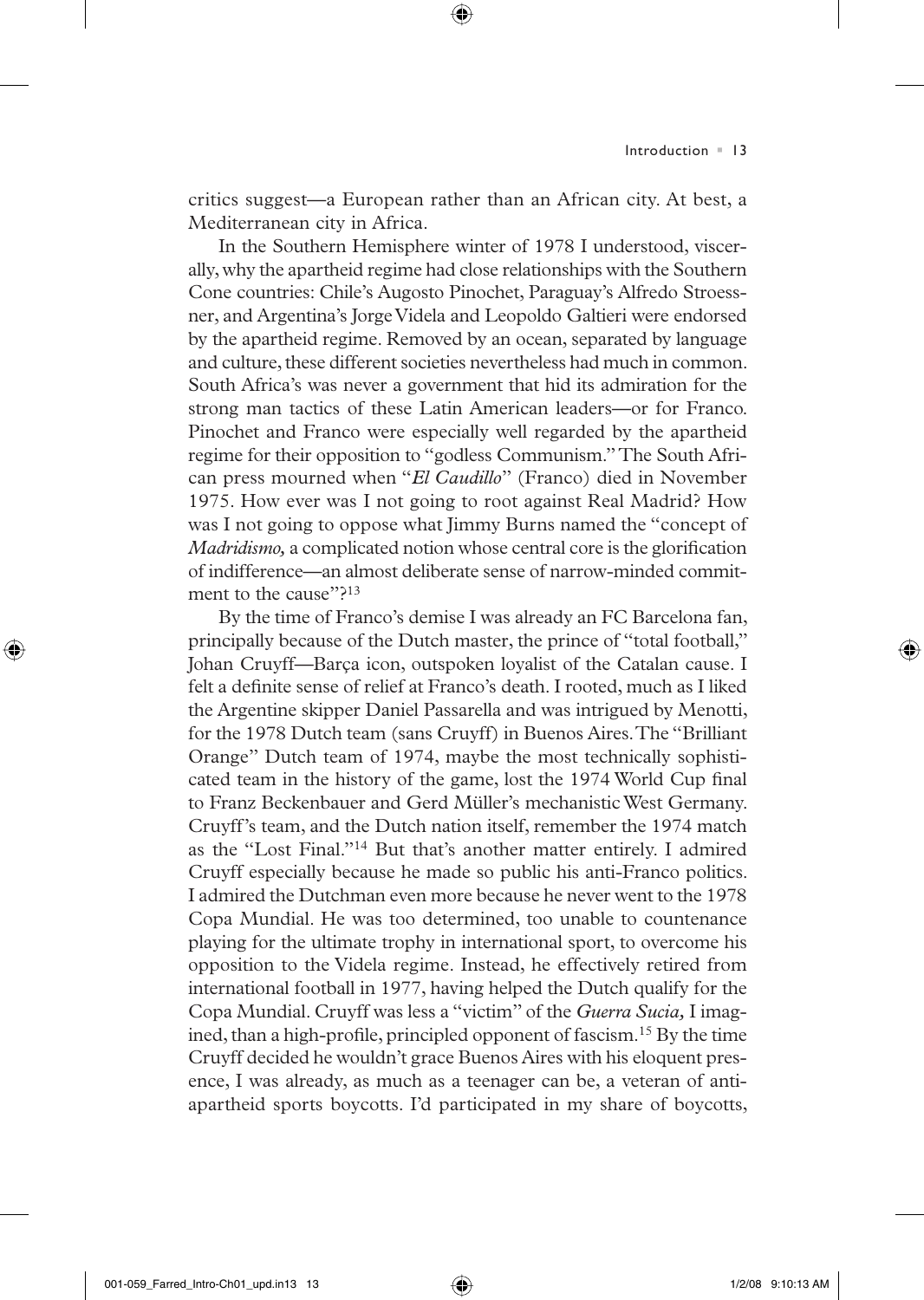critics suggest—a European rather than an African city. At best, a Mediterranean city in Africa.

In the Southern Hemisphere winter of 1978 I understood, viscerally, why the apartheid regime had close relationships with the Southern Cone countries: Chile's Augosto Pinochet, Paraguay's Alfredo Stroessner, and Argentina's Jorge Videla and Leopoldo Galtieri were endorsed by the apartheid regime. Removed by an ocean, separated by language and culture, these different societies nevertheless had much in common. South Africa's was never a government that hid its admiration for the strong man tactics of these Latin American leaders—or for Franco. Pinochet and Franco were especially well regarded by the apartheid regime for their opposition to "godless Communism." The South African press mourned when "*El Caudillo*" (Franco) died in November 1975. How ever was I not going to root against Real Madrid? How was I not going to oppose what Jimmy Burns named the "concept of *Madridismo,* a complicated notion whose central core is the glorification of indifference—an almost deliberate sense of narrow-minded commitment to the cause"?[13]

By the time of Franco's demise I was already an FC Barcelona fan, principally because of the Dutch master, the prince of "total football," Johan Cruyff—Barça icon, outspoken loyalist of the Catalan cause. I felt a definite sense of relief at Franco's death. I rooted, much as I liked the Argentine skipper Daniel Passarella and was intrigued by Menotti, for the 1978 Dutch team (sans Cruyff) in Buenos Aires. The "Brilliant Orange" Dutch team of 1974, maybe the most technically sophisticated team in the history of the game, lost the 1974 World Cup final to Franz Beckenbauer and Gerd Müller's mechanistic West Germany. Cruyff's team, and the Dutch nation itself, remember the 1974 match as the "Lost Final."[14] But that's another matter entirely. I admired Cruyff especially because he made so public his anti-Franco politics. I admired the Dutchman even more because he never went to the 1978 Copa Mundial. He was too determined, too unable to countenance playing for the ultimate trophy in international sport, to overcome his opposition to the Videla regime. Instead, he effectively retired from international football in 1977, having helped the Dutch qualify for the Copa Mundial. Cruyff was less a "victim" of the *Guerra Sucia,* I imagined, than a high-profile, principled opponent of fascism.[15] By the time Cruyff decided he wouldn't grace Buenos Aires with his eloquent presence, I was already, as much as a teenager can be, a veteran of anti-apartheid sports boycotts. I'd participated in my share of boycotts,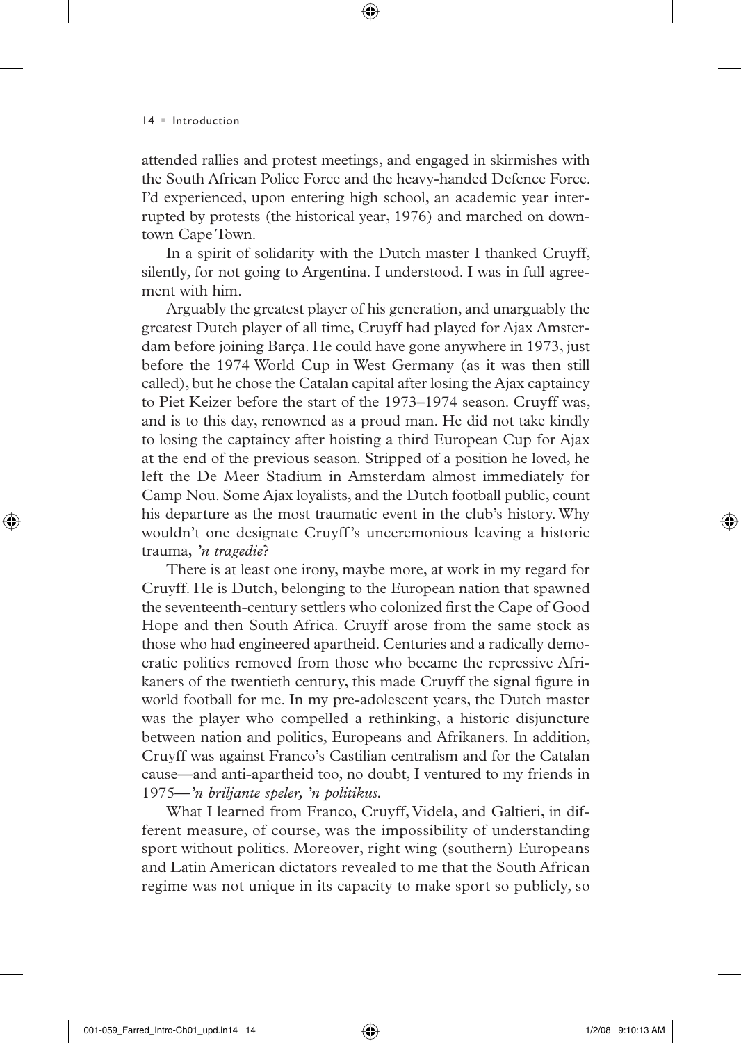attended rallies and protest meetings, and engaged in skirmishes with the South African Police Force and the heavy-handed Defence Force. I'd experienced, upon entering high school, an academic year interrupted by protests (the historical year, 1976) and marched on downtown Cape Town.

In a spirit of solidarity with the Dutch master I thanked Cruyff, silently, for not going to Argentina. I understood. I was in full agreement with him.

Arguably the greatest player of his generation, and unarguably the greatest Dutch player of all time, Cruyff had played for Ajax Amsterdam before joining Barça. He could have gone anywhere in 1973, just before the 1974 World Cup in West Germany (as it was then still called), but he chose the Catalan capital after losing the Ajax captaincy to Piet Keizer before the start of the 1973–1974 season. Cruyff was, and is to this day, renowned as a proud man. He did not take kindly to losing the captaincy after hoisting a third European Cup for Ajax at the end of the previous season. Stripped of a position he loved, he left the De Meer Stadium in Amsterdam almost immediately for Camp Nou. Some Ajax loyalists, and the Dutch football public, count his departure as the most traumatic event in the club's history. Why wouldn't one designate Cruyff's unceremonious leaving a historic trauma, *'n tragedie*?

There is at least one irony, maybe more, at work in my regard for Cruyff. He is Dutch, belonging to the European nation that spawned the seventeenth-century settlers who colonized first the Cape of Good Hope and then South Africa. Cruyff arose from the same stock as those who had engineered apartheid. Centuries and a radically democratic politics removed from those who became the repressive Afrikaners of the twentieth century, this made Cruyff the signal figure in world football for me. In my pre-adolescent years, the Dutch master was the player who compelled a rethinking, a historic disjuncture between nation and politics, Europeans and Afrikaners. In addition, Cruyff was against Franco's Castilian centralism and for the Catalan cause—and anti-apartheid too, no doubt, I ventured to my friends in 1975—*'n briljante speler, 'n politikus.*

What I learned from Franco, Cruyff, Videla, and Galtieri, in different measure, of course, was the impossibility of understanding sport without politics. Moreover, right wing (southern) Europeans and Latin American dictators revealed to me that the South African regime was not unique in its capacity to make sport so publicly, so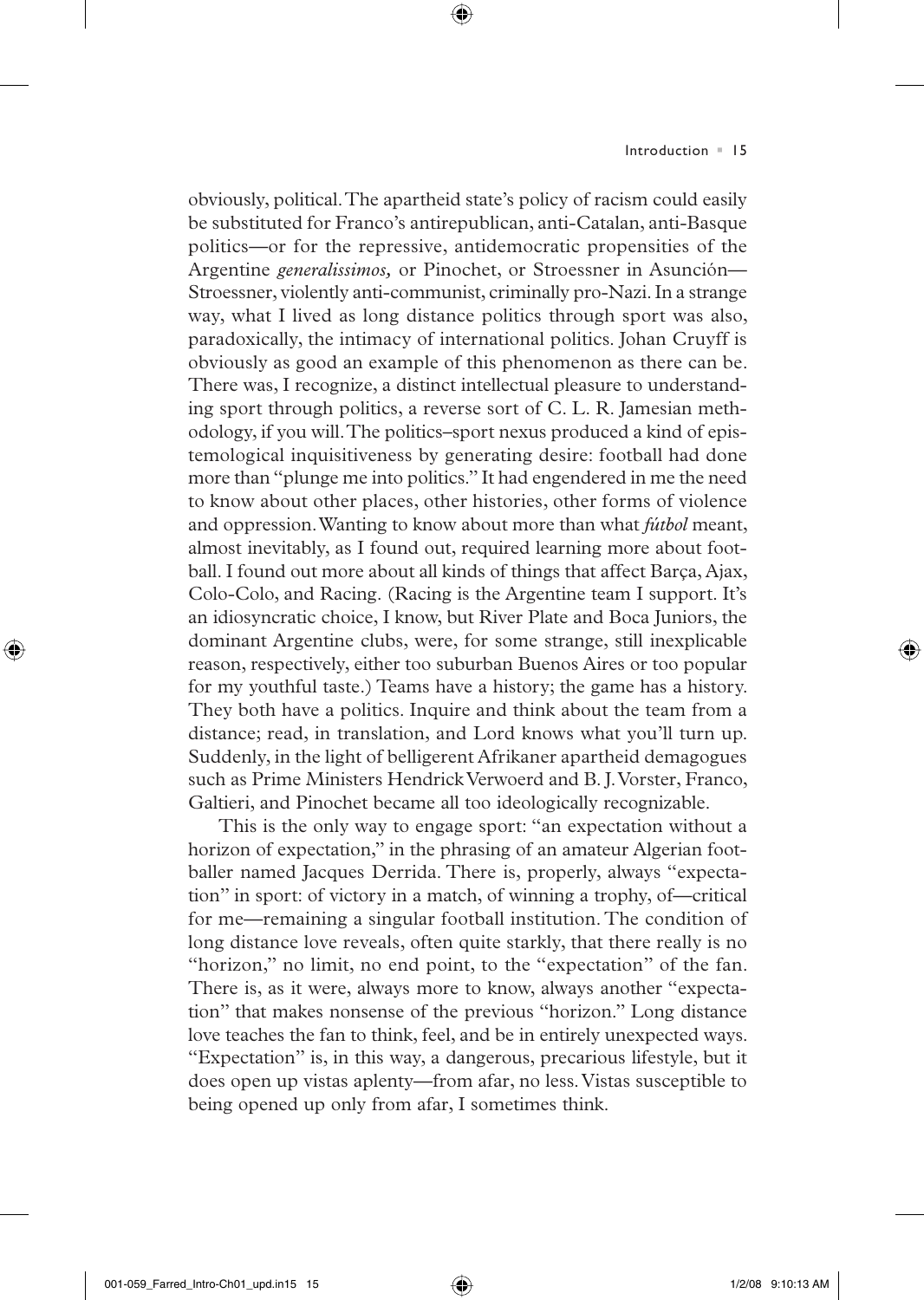obviously, political. The apartheid state's policy of racism could easily be substituted for Franco's antirepublican, anti-Catalan, anti-Basque politics—or for the repressive, antidemocratic propensities of the Argentine *generalissimos,* or Pinochet, or Stroessner in Asunción—Stroessner, violently anti-communist, criminally pro-Nazi. In a strange way, what I lived as long distance politics through sport was also, paradoxically, the intimacy of international politics. Johan Cruyff is obviously as good an example of this phenomenon as there can be. There was, I recognize, a distinct intellectual pleasure to understanding sport through politics, a reverse sort of C. L. R. Jamesian methodology, if you will. The politics–sport nexus produced a kind of epistemological inquisitiveness by generating desire: football had done more than "plunge me into politics." It had engendered in me the need to know about other places, other histories, other forms of violence and oppression. Wanting to know about more than what *fútbol* meant, almost inevitably, as I found out, required learning more about football. I found out more about all kinds of things that affect Barça, Ajax, Colo-Colo, and Racing. (Racing is the Argentine team I support. It's an idiosyncratic choice, I know, but River Plate and Boca Juniors, the dominant Argentine clubs, were, for some strange, still inexplicable reason, respectively, either too suburban Buenos Aires or too popular for my youthful taste.) Teams have a history; the game has a history. They both have a politics. Inquire and think about the team from a distance; read, in translation, and Lord knows what you'll turn up. Suddenly, in the light of belligerent Afrikaner apartheid demagogues such as Prime Ministers Hendrick Verwoerd and B. J. Vorster, Franco, Galtieri, and Pinochet became all too ideologically recognizable.

This is the only way to engage sport: "an expectation without a horizon of expectation," in the phrasing of an amateur Algerian footballer named Jacques Derrida. There is, properly, always "expectation" in sport: of victory in a match, of winning a trophy, of—critical for me—remaining a singular football institution. The condition of long distance love reveals, often quite starkly, that there really is no "horizon," no limit, no end point, to the "expectation" of the fan. There is, as it were, always more to know, always another "expectation" that makes nonsense of the previous "horizon." Long distance love teaches the fan to think, feel, and be in entirely unexpected ways. "Expectation" is, in this way, a dangerous, precarious lifestyle, but it does open up vistas aplenty—from afar, no less. Vistas susceptible to being opened up only from afar, I sometimes think.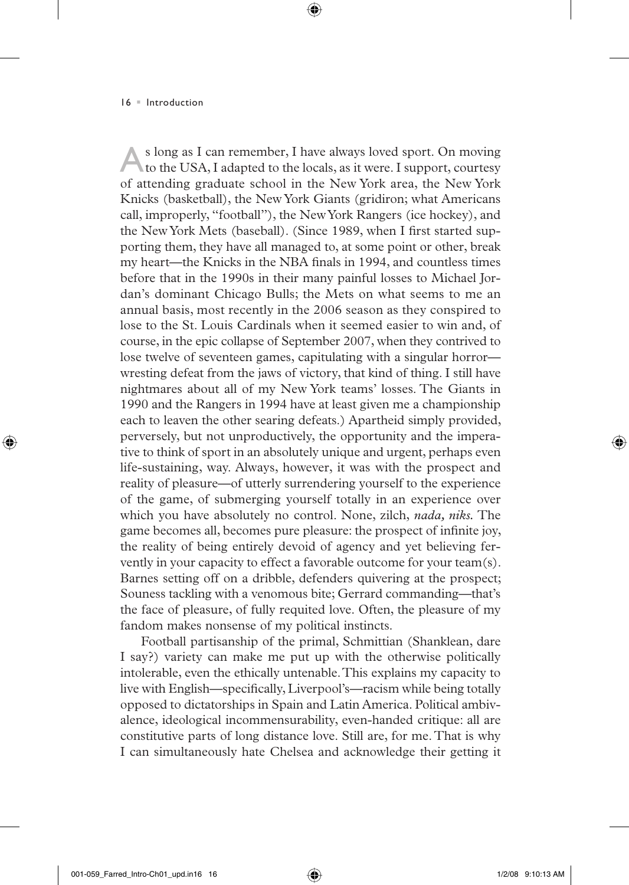As long as I can remember, I have always loved sport. On moving to the USA, I adapted to the locals, as it were. I support, courtesy of attending graduate school in the New York area, the New York Knicks (basketball), the New York Giants (gridiron; what Americans call, improperly, "football"), the New York Rangers (ice hockey), and the New York Mets (baseball). (Since 1989, when I first started supporting them, they have all managed to, at some point or other, break my heart—the Knicks in the NBA finals in 1994, and countless times before that in the 1990s in their many painful losses to Michael Jordan's dominant Chicago Bulls; the Mets on what seems to me an annual basis, most recently in the 2006 season as they conspired to lose to the St. Louis Cardinals when it seemed easier to win and, of course, in the epic collapse of September 2007, when they contrived to lose twelve of seventeen games, capitulating with a singular horror—wresting defeat from the jaws of victory, that kind of thing. I still have nightmares about all of my New York teams' losses. The Giants in 1990 and the Rangers in 1994 have at least given me a championship each to leaven the other searing defeats.) Apartheid simply provided, perversely, but not unproductively, the opportunity and the imperative to think of sport in an absolutely unique and urgent, perhaps even life-sustaining, way. Always, however, it was with the prospect and reality of pleasure—of utterly surrendering yourself to the experience of the game, of submerging yourself totally in an experience over which you have absolutely no control. None, zilch, *nada, niks.* The game becomes all, becomes pure pleasure: the prospect of infinite joy, the reality of being entirely devoid of agency and yet believing fervently in your capacity to effect a favorable outcome for your team(s). Barnes setting off on a dribble, defenders quivering at the prospect; Souness tackling with a venomous bite; Gerrard commanding—that's the face of pleasure, of fully requited love. Often, the pleasure of my fandom makes nonsense of my political instincts.

Football partisanship of the primal, Schmittian (Shanklean, dare I say?) variety can make me put up with the otherwise politically intolerable, even the ethically untenable. This explains my capacity to live with English—specifically, Liverpool's—racism while being totally opposed to dictatorships in Spain and Latin America. Political ambivalence, ideological incommensurability, even-handed critique: all are constitutive parts of long distance love. Still are, for me. That is why I can simultaneously hate Chelsea and acknowledge their getting it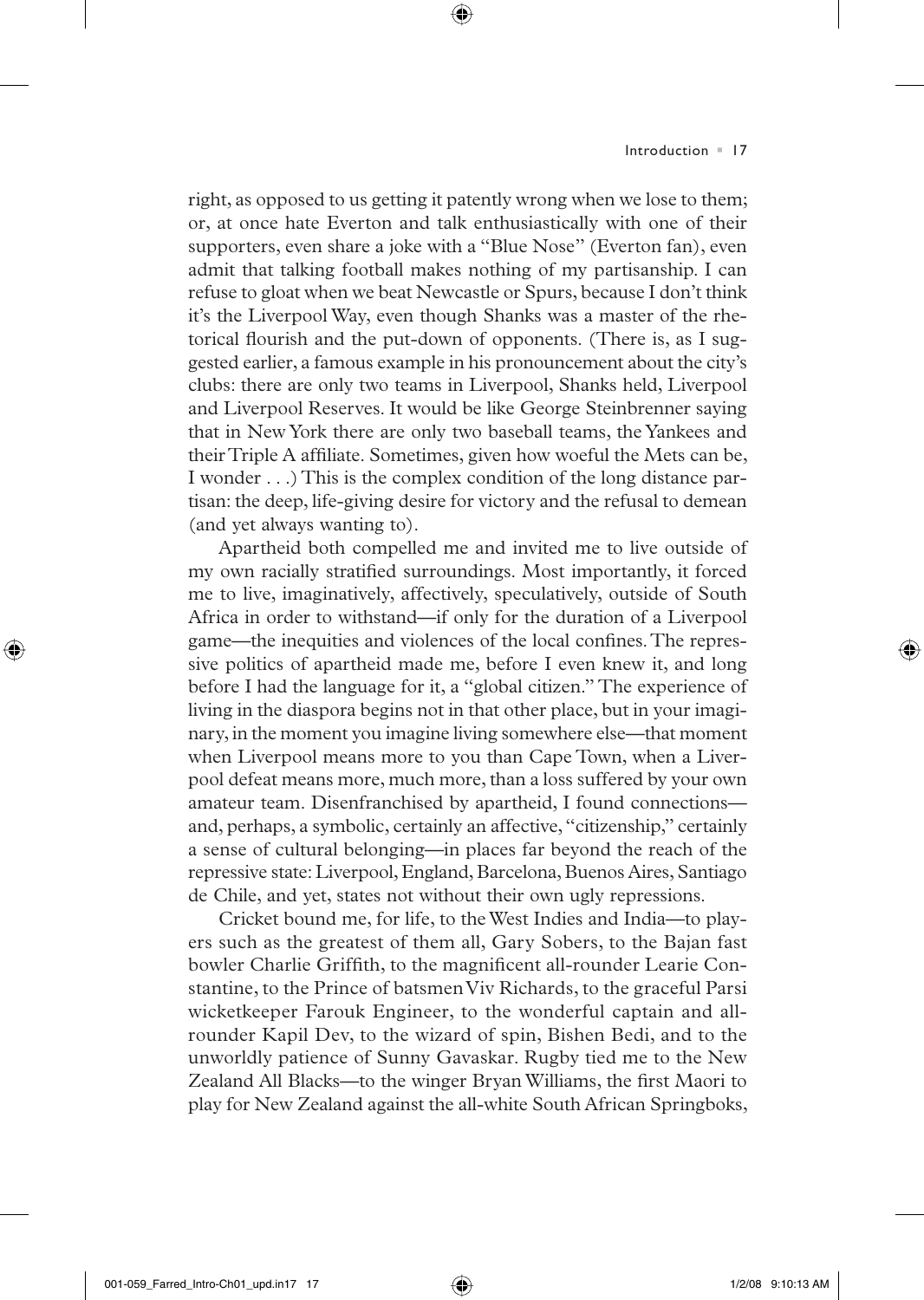right, as opposed to us getting it patently wrong when we lose to them; or, at once hate Everton and talk enthusiastically with one of their supporters, even share a joke with a "Blue Nose" (Everton fan), even admit that talking football makes nothing of my partisanship. I can refuse to gloat when we beat Newcastle or Spurs, because I don't think it's the Liverpool Way, even though Shanks was a master of the rhetorical flourish and the put-down of opponents. (There is, as I suggested earlier, a famous example in his pronouncement about the city's clubs: there are only two teams in Liverpool, Shanks held, Liverpool and Liverpool Reserves. It would be like George Steinbrenner saying that in New York there are only two baseball teams, the Yankees and their Triple A affiliate. Sometimes, given how woeful the Mets can be, I wonder . . .) This is the complex condition of the long distance partisan: the deep, life-giving desire for victory and the refusal to demean (and yet always wanting to).

Apartheid both compelled me and invited me to live outside of my own racially stratified surroundings. Most importantly, it forced me to live, imaginatively, affectively, speculatively, outside of South Africa in order to withstand—if only for the duration of a Liverpool game—the inequities and violences of the local confines. The repressive politics of apartheid made me, before I even knew it, and long before I had the language for it, a "global citizen." The experience of living in the diaspora begins not in that other place, but in your imaginary, in the moment you imagine living somewhere else—that moment when Liverpool means more to you than Cape Town, when a Liverpool defeat means more, much more, than a loss suffered by your own amateur team. Disenfranchised by apartheid, I found connections—and, perhaps, a symbolic, certainly an affective, "citizenship," certainly a sense of cultural belonging—in places far beyond the reach of the repressive state: Liverpool, England, Barcelona, Buenos Aires, Santiago de Chile, and yet, states not without their own ugly repressions.

Cricket bound me, for life, to the West Indies and India—to players such as the greatest of them all, Gary Sobers, to the Bajan fast bowler Charlie Griffith, to the magnificent all-rounder Learie Constantine, to the Prince of batsmen Viv Richards, to the graceful Parsi wicketkeeper Farouk Engineer, to the wonderful captain and all-rounder Kapil Dev, to the wizard of spin, Bishen Bedi, and to the unworldly patience of Sunny Gavaskar. Rugby tied me to the New Zealand All Blacks—to the winger Bryan Williams, the first Maori to play for New Zealand against the all-white South African Springboks,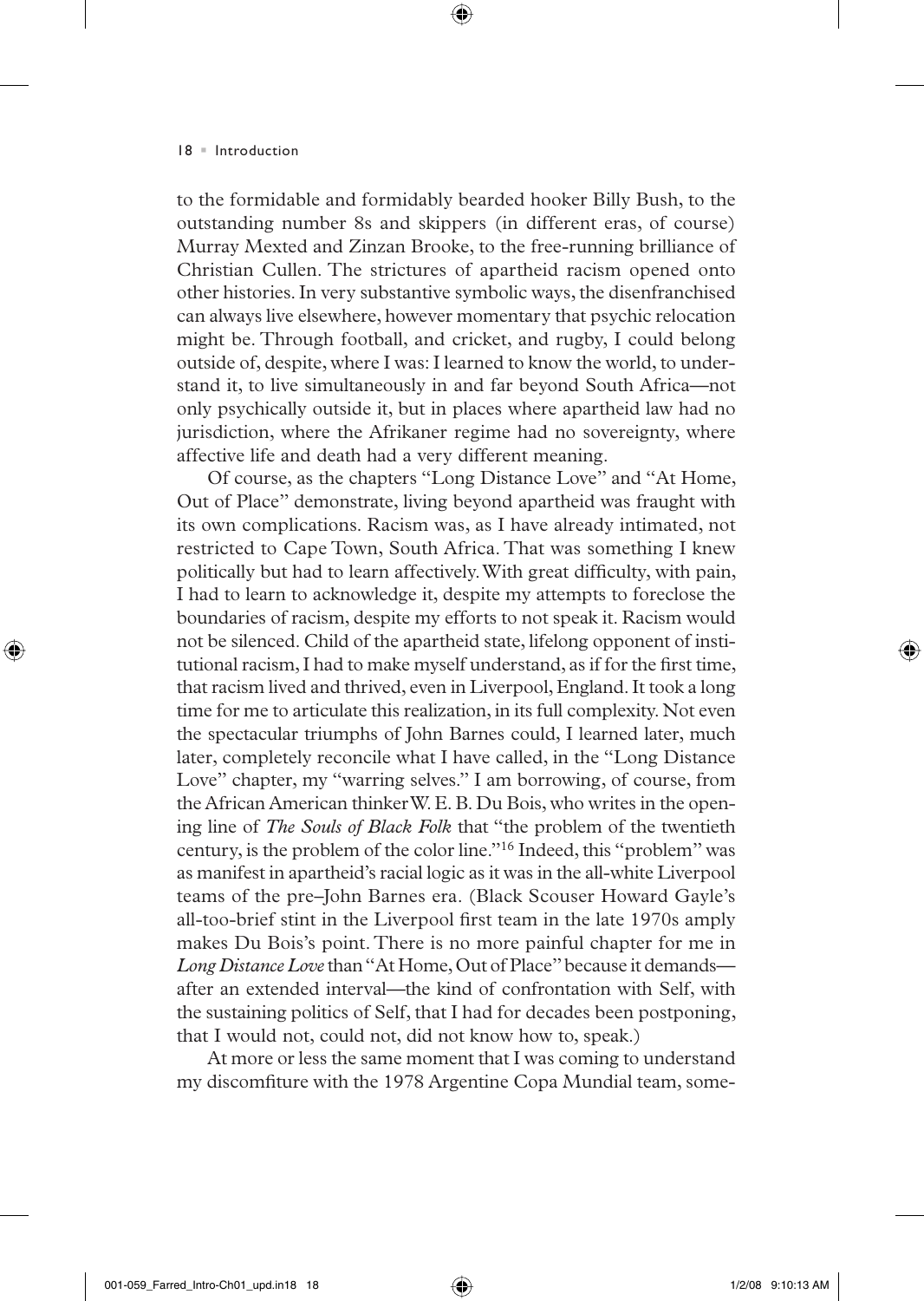to the formidable and formidably bearded hooker Billy Bush, to the outstanding number 8s and skippers (in different eras, of course) Murray Mexted and Zinzan Brooke, to the free-running brilliance of Christian Cullen. The strictures of apartheid racism opened onto other histories. In very substantive symbolic ways, the disenfranchised can always live elsewhere, however momentary that psychic relocation might be. Through football, and cricket, and rugby, I could belong outside of, despite, where I was: I learned to know the world, to understand it, to live simultaneously in and far beyond South Africa—not only psychically outside it, but in places where apartheid law had no jurisdiction, where the Afrikaner regime had no sovereignty, where affective life and death had a very different meaning.

Of course, as the chapters "Long Distance Love" and "At Home, Out of Place" demonstrate, living beyond apartheid was fraught with its own complications. Racism was, as I have already intimated, not restricted to Cape Town, South Africa. That was something I knew politically but had to learn affectively. With great difficulty, with pain, I had to learn to acknowledge it, despite my attempts to foreclose the boundaries of racism, despite my efforts to not speak it. Racism would not be silenced. Child of the apartheid state, lifelong opponent of institutional racism, I had to make myself understand, as if for the first time, that racism lived and thrived, even in Liverpool, England. It took a long time for me to articulate this realization, in its full complexity. Not even the spectacular triumphs of John Barnes could, I learned later, much later, completely reconcile what I have called, in the "Long Distance Love" chapter, my "warring selves." I am borrowing, of course, from the African American thinker W. E. B. Du Bois, who writes in the opening line of *The Souls of Black Folk* that "the problem of the twentieth century, is the problem of the color line."[16] Indeed, this "problem" was as manifest in apartheid's racial logic as it was in the all-white Liverpool teams of the pre–John Barnes era. (Black Scouser Howard Gayle's all-too-brief stint in the Liverpool first team in the late 1970s amply makes Du Bois's point. There is no more painful chapter for me in *Long Distance Love* than "At Home, Out of Place" because it demands—after an extended interval—the kind of confrontation with Self, with the sustaining politics of Self, that I had for decades been postponing, that I would not, could not, did not know how to, speak.)

At more or less the same moment that I was coming to understand my discomfiture with the 1978 Argentine Copa Mundial team, some-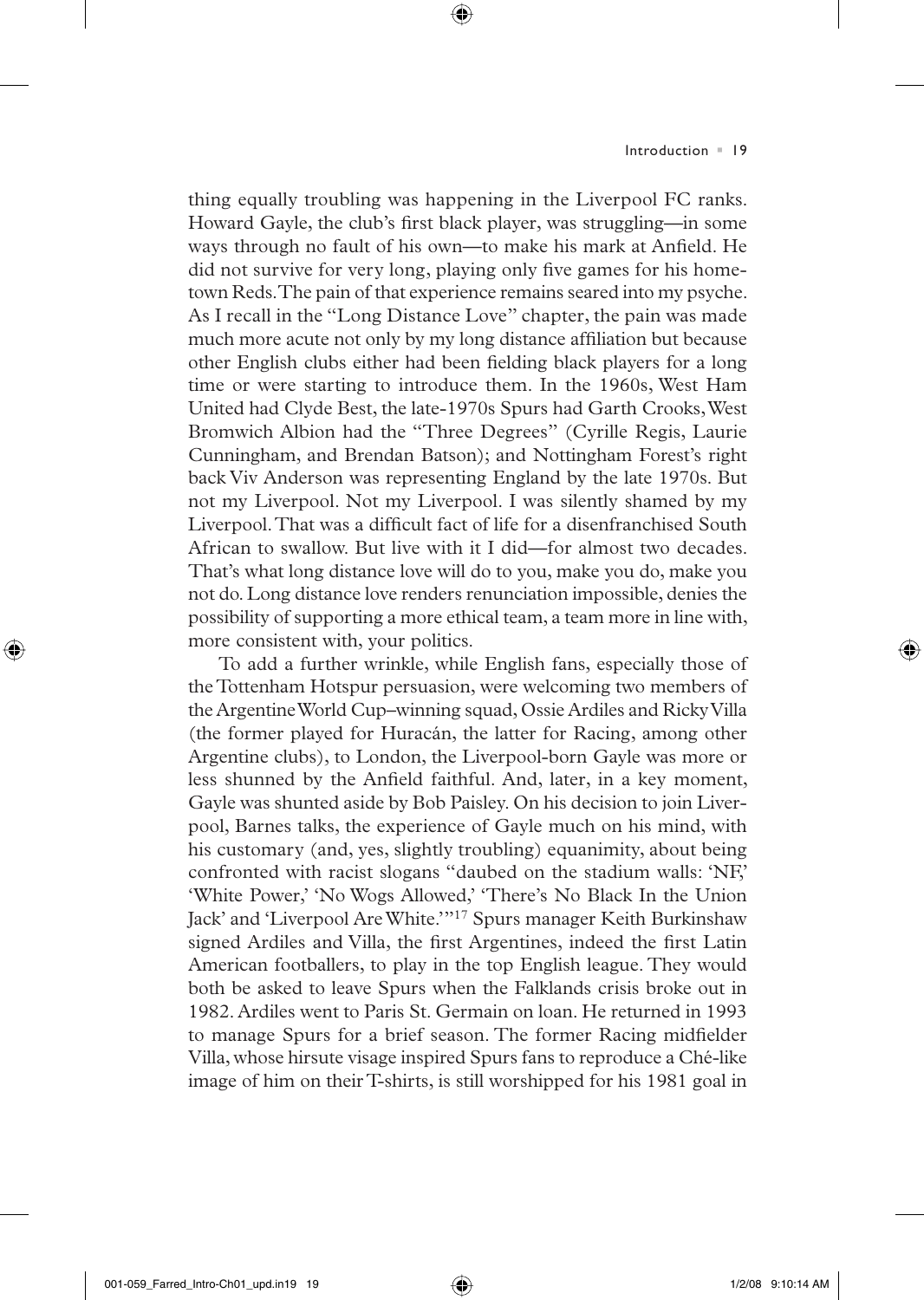thing equally troubling was happening in the Liverpool FC ranks. Howard Gayle, the club's first black player, was struggling—in some ways through no fault of his own—to make his mark at Anfield. He did not survive for very long, playing only five games for his hometown Reds. The pain of that experience remains seared into my psyche. As I recall in the "Long Distance Love" chapter, the pain was made much more acute not only by my long distance affiliation but because other English clubs either had been fielding black players for a long time or were starting to introduce them. In the 1960s, West Ham United had Clyde Best, the late-1970s Spurs had Garth Crooks, West Bromwich Albion had the "Three Degrees" (Cyrille Regis, Laurie Cunningham, and Brendan Batson); and Nottingham Forest's right back Viv Anderson was representing England by the late 1970s. But not my Liverpool. Not my Liverpool. I was silently shamed by my Liverpool. That was a difficult fact of life for a disenfranchised South African to swallow. But live with it I did—for almost two decades. That's what long distance love will do to you, make you do, make you not do. Long distance love renders renunciation impossible, denies the possibility of supporting a more ethical team, a team more in line with, more consistent with, your politics.

To add a further wrinkle, while English fans, especially those of the Tottenham Hotspur persuasion, were welcoming two members of the Argentine World Cup–winning squad, Ossie Ardiles and Ricky Villa (the former played for Huracán, the latter for Racing, among other Argentine clubs), to London, the Liverpool-born Gayle was more or less shunned by the Anfield faithful. And, later, in a key moment, Gayle was shunted aside by Bob Paisley. On his decision to join Liverpool, Barnes talks, the experience of Gayle much on his mind, with his customary (and, yes, slightly troubling) equanimity, about being confronted with racist slogans "daubed on the stadium walls: 'NF,' 'White Power,' 'No Wogs Allowed,' 'There's No Black In the Union Jack' and 'Liverpool Are White.'"[17] Spurs manager Keith Burkinshaw signed Ardiles and Villa, the first Argentines, indeed the first Latin American footballers, to play in the top English league. They would both be asked to leave Spurs when the Falklands crisis broke out in 1982. Ardiles went to Paris St. Germain on loan. He returned in 1993 to manage Spurs for a brief season. The former Racing midfielder Villa, whose hirsute visage inspired Spurs fans to reproduce a Ché-like image of him on their T-shirts, is still worshipped for his 1981 goal in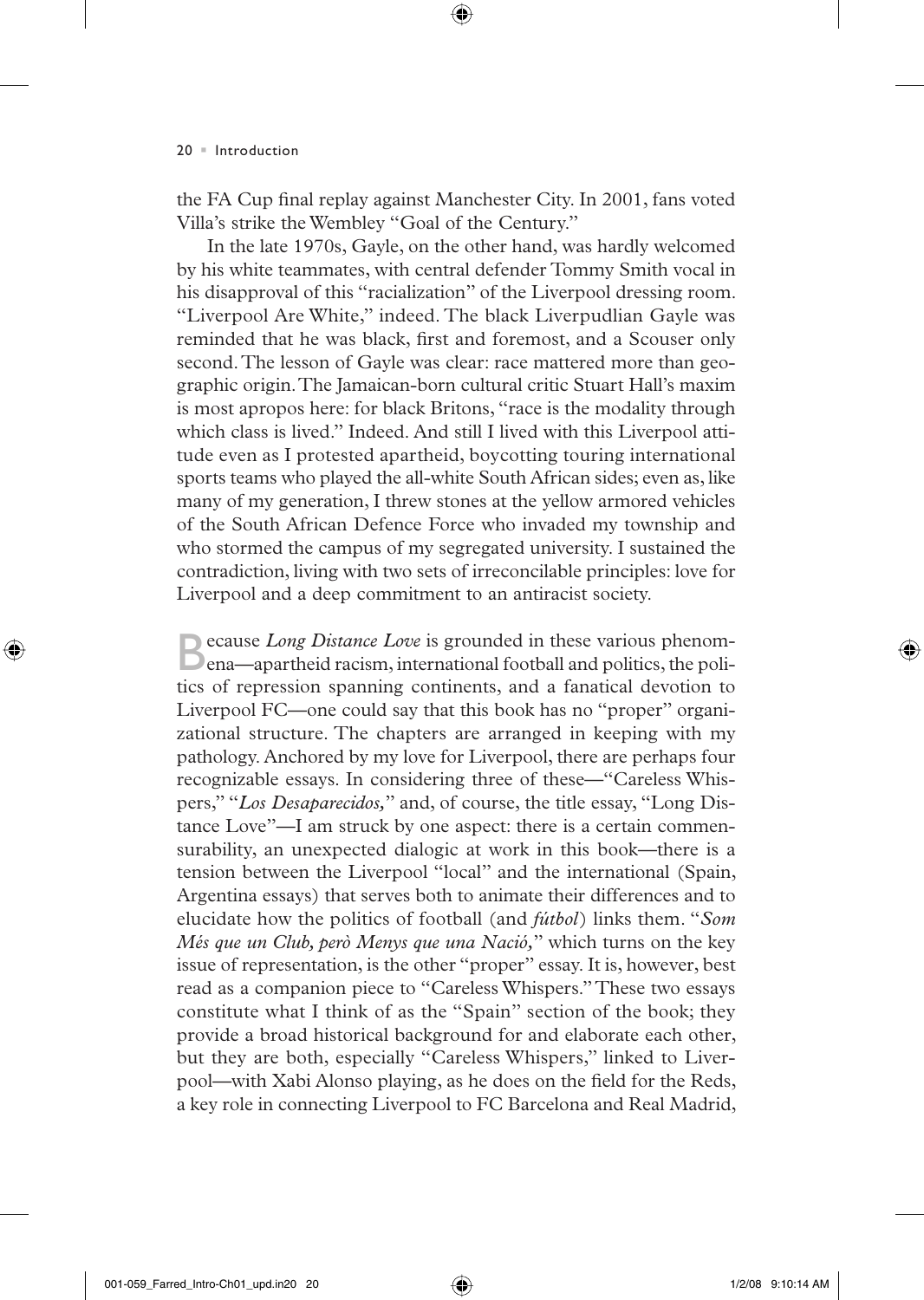the FA Cup final replay against Manchester City. In 2001, fans voted Villa's strike the Wembley "Goal of the Century."

In the late 1970s, Gayle, on the other hand, was hardly welcomed by his white teammates, with central defender Tommy Smith vocal in his disapproval of this "racialization" of the Liverpool dressing room. "Liverpool Are White," indeed. The black Liverpudlian Gayle was reminded that he was black, first and foremost, and a Scouser only second. The lesson of Gayle was clear: race mattered more than geographic origin. The Jamaican-born cultural critic Stuart Hall's maxim is most apropos here: for black Britons, "race is the modality through which class is lived." Indeed. And still I lived with this Liverpool attitude even as I protested apartheid, boycotting touring international sports teams who played the all-white South African sides; even as, like many of my generation, I threw stones at the yellow armored vehicles of the South African Defence Force who invaded my township and who stormed the campus of my segregated university. I sustained the contradiction, living with two sets of irreconcilable principles: love for Liverpool and a deep commitment to an antiracist society.

Because *Long Distance Love* is grounded in these various phenomena—apartheid racism, international football and politics, the politics of repression spanning continents, and a fanatical devotion to Liverpool FC—one could say that this book has no "proper" organizational structure. The chapters are arranged in keeping with my pathology. Anchored by my love for Liverpool, there are perhaps four recognizable essays. In considering three of these—"Careless Whispers," "*Los Desaparecidos,*" and, of course, the title essay, "Long Distance Love"—I am struck by one aspect: there is a certain commensurability, an unexpected dialogic at work in this book—there is a tension between the Liverpool "local" and the international (Spain, Argentina essays) that serves both to animate their differences and to elucidate how the politics of football (and *fútbol*) links them. "*Som Més que un Club, però Menys que una Nació,*" which turns on the key issue of representation, is the other "proper" essay. It is, however, best read as a companion piece to "Careless Whispers." These two essays constitute what I think of as the "Spain" section of the book; they provide a broad historical background for and elaborate each other, but they are both, especially "Careless Whispers," linked to Liverpool—with Xabi Alonso playing, as he does on the field for the Reds, a key role in connecting Liverpool to FC Barcelona and Real Madrid,